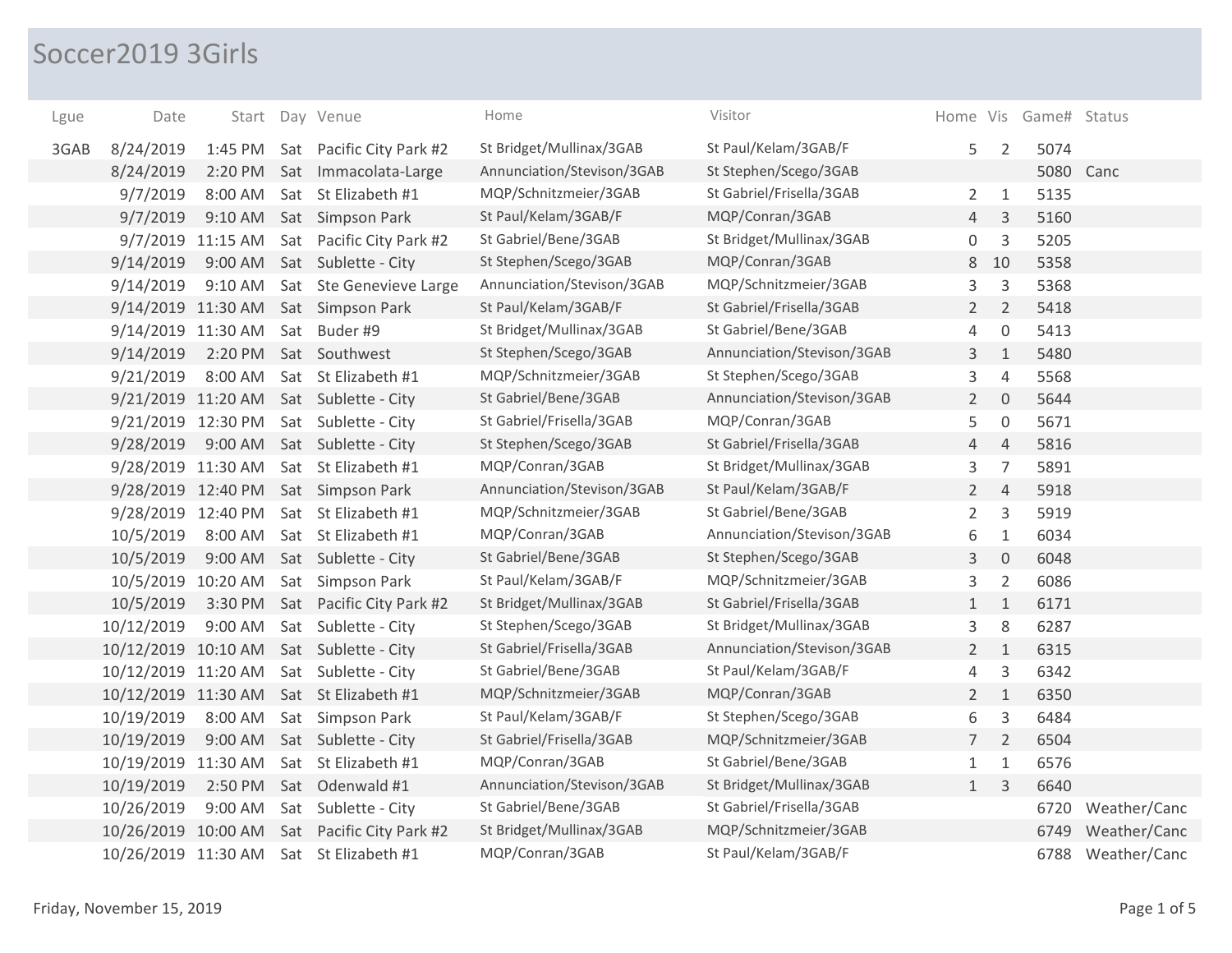# Soccer2019 3Girls

| Lgue | Date | Start | Day | Venue | Home | Visitor | Home | Vis | Game# | Status |
|---|---|---|---|---|---|---|---|---|---|---|
| 3GAB | 8/24/2019 | 1:45 PM | Sat | Pacific City Park #2 | St Bridget/Mullinax/3GAB | St Paul/Kelam/3GAB/F | 5 | 2 | 5074 | |
| | 8/24/2019 | 2:20 PM | Sat | Immacolata-Large | Annunciation/Stevison/3GAB | St Stephen/Scego/3GAB | | | 5080 | Canc |
| | 9/7/2019 | 8:00 AM | Sat | St Elizabeth #1 | MQP/Schnitzmeier/3GAB | St Gabriel/Frisella/3GAB | 2 | 1 | 5135 | |
| | 9/7/2019 | 9:10 AM | Sat | Simpson Park | St Paul/Kelam/3GAB/F | MQP/Conran/3GAB | 4 | 3 | 5160 | |
| | 9/7/2019 | 11:15 AM | Sat | Pacific City Park #2 | St Gabriel/Bene/3GAB | St Bridget/Mullinax/3GAB | 0 | 3 | 5205 | |
| | 9/14/2019 | 9:00 AM | Sat | Sublette - City | St Stephen/Scego/3GAB | MQP/Conran/3GAB | 8 | 10 | 5358 | |
| | 9/14/2019 | 9:10 AM | Sat | Ste Genevieve Large | Annunciation/Stevison/3GAB | MQP/Schnitzmeier/3GAB | 3 | 3 | 5368 | |
| | 9/14/2019 | 11:30 AM | Sat | Simpson Park | St Paul/Kelam/3GAB/F | St Gabriel/Frisella/3GAB | 2 | 2 | 5418 | |
| | 9/14/2019 | 11:30 AM | Sat | Buder #9 | St Bridget/Mullinax/3GAB | St Gabriel/Bene/3GAB | 4 | 0 | 5413 | |
| | 9/14/2019 | 2:20 PM | Sat | Southwest | St Stephen/Scego/3GAB | Annunciation/Stevison/3GAB | 3 | 1 | 5480 | |
| | 9/21/2019 | 8:00 AM | Sat | St Elizabeth #1 | MQP/Schnitzmeier/3GAB | St Stephen/Scego/3GAB | 3 | 4 | 5568 | |
| | 9/21/2019 | 11:20 AM | Sat | Sublette - City | St Gabriel/Bene/3GAB | Annunciation/Stevison/3GAB | 2 | 0 | 5644 | |
| | 9/21/2019 | 12:30 PM | Sat | Sublette - City | St Gabriel/Frisella/3GAB | MQP/Conran/3GAB | 5 | 0 | 5671 | |
| | 9/28/2019 | 9:00 AM | Sat | Sublette - City | St Stephen/Scego/3GAB | St Gabriel/Frisella/3GAB | 4 | 4 | 5816 | |
| | 9/28/2019 | 11:30 AM | Sat | St Elizabeth #1 | MQP/Conran/3GAB | St Bridget/Mullinax/3GAB | 3 | 7 | 5891 | |
| | 9/28/2019 | 12:40 PM | Sat | Simpson Park | Annunciation/Stevison/3GAB | St Paul/Kelam/3GAB/F | 2 | 4 | 5918 | |
| | 9/28/2019 | 12:40 PM | Sat | St Elizabeth #1 | MQP/Schnitzmeier/3GAB | St Gabriel/Bene/3GAB | 2 | 3 | 5919 | |
| | 10/5/2019 | 8:00 AM | Sat | St Elizabeth #1 | MQP/Conran/3GAB | Annunciation/Stevison/3GAB | 6 | 1 | 6034 | |
| | 10/5/2019 | 9:00 AM | Sat | Sublette - City | St Gabriel/Bene/3GAB | St Stephen/Scego/3GAB | 3 | 0 | 6048 | |
| | 10/5/2019 | 10:20 AM | Sat | Simpson Park | St Paul/Kelam/3GAB/F | MQP/Schnitzmeier/3GAB | 3 | 2 | 6086 | |
| | 10/5/2019 | 3:30 PM | Sat | Pacific City Park #2 | St Bridget/Mullinax/3GAB | St Gabriel/Frisella/3GAB | 1 | 1 | 6171 | |
| | 10/12/2019 | 9:00 AM | Sat | Sublette - City | St Stephen/Scego/3GAB | St Bridget/Mullinax/3GAB | 3 | 8 | 6287 | |
| | 10/12/2019 | 10:10 AM | Sat | Sublette - City | St Gabriel/Frisella/3GAB | Annunciation/Stevison/3GAB | 2 | 1 | 6315 | |
| | 10/12/2019 | 11:20 AM | Sat | Sublette - City | St Gabriel/Bene/3GAB | St Paul/Kelam/3GAB/F | 4 | 3 | 6342 | |
| | 10/12/2019 | 11:30 AM | Sat | St Elizabeth #1 | MQP/Schnitzmeier/3GAB | MQP/Conran/3GAB | 2 | 1 | 6350 | |
| | 10/19/2019 | 8:00 AM | Sat | Simpson Park | St Paul/Kelam/3GAB/F | St Stephen/Scego/3GAB | 6 | 3 | 6484 | |
| | 10/19/2019 | 9:00 AM | Sat | Sublette - City | St Gabriel/Frisella/3GAB | MQP/Schnitzmeier/3GAB | 7 | 2 | 6504 | |
| | 10/19/2019 | 11:30 AM | Sat | St Elizabeth #1 | MQP/Conran/3GAB | St Gabriel/Bene/3GAB | 1 | 1 | 6576 | |
| | 10/19/2019 | 2:50 PM | Sat | Odenwald #1 | Annunciation/Stevison/3GAB | St Bridget/Mullinax/3GAB | 1 | 3 | 6640 | |
| | 10/26/2019 | 9:00 AM | Sat | Sublette - City | St Gabriel/Bene/3GAB | St Gabriel/Frisella/3GAB | | | 6720 | Weather/Canc |
| | 10/26/2019 | 10:00 AM | Sat | Pacific City Park #2 | St Bridget/Mullinax/3GAB | MQP/Schnitzmeier/3GAB | | | 6749 | Weather/Canc |
| | 10/26/2019 | 11:30 AM | Sat | St Elizabeth #1 | MQP/Conran/3GAB | St Paul/Kelam/3GAB/F | | | 6788 | Weather/Canc |

Friday, November 15, 2019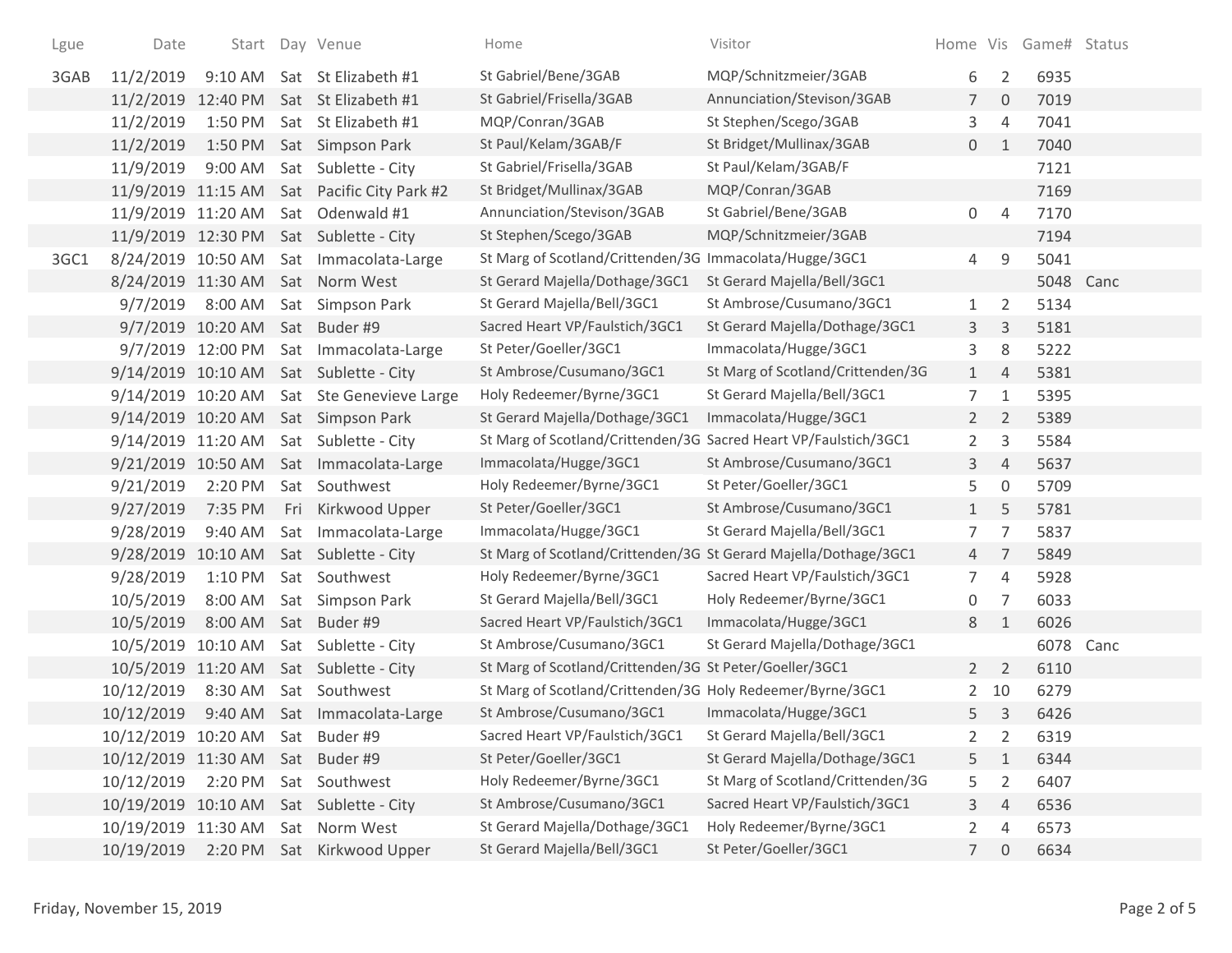| Lgue | Date | Start | Day | Venue | Home | Visitor | Home | Vis | Game# | Status |
|---|---|---|---|---|---|---|---|---|---|---|
| 3GAB | 11/2/2019 | 9:10 AM | Sat | St Elizabeth #1 | St Gabriel/Bene/3GAB | MQP/Schnitzmeier/3GAB | 6 | 2 | 6935 | |
| | 11/2/2019 | 12:40 PM | Sat | St Elizabeth #1 | St Gabriel/Frisella/3GAB | Annunciation/Stevison/3GAB | 7 | 0 | 7019 | |
| | 11/2/2019 | 1:50 PM | Sat | St Elizabeth #1 | MQP/Conran/3GAB | St Stephen/Scego/3GAB | 3 | 4 | 7041 | |
| | 11/2/2019 | 1:50 PM | Sat | Simpson Park | St Paul/Kelam/3GAB/F | St Bridget/Mullinax/3GAB | 0 | 1 | 7040 | |
| | 11/9/2019 | 9:00 AM | Sat | Sublette - City | St Gabriel/Frisella/3GAB | St Paul/Kelam/3GAB/F | | | 7121 | |
| | 11/9/2019 | 11:15 AM | Sat | Pacific City Park #2 | St Bridget/Mullinax/3GAB | MQP/Conran/3GAB | | | 7169 | |
| | 11/9/2019 | 11:20 AM | Sat | Odenwald #1 | Annunciation/Stevison/3GAB | St Gabriel/Bene/3GAB | 0 | 4 | 7170 | |
| | 11/9/2019 | 12:30 PM | Sat | Sublette - City | St Stephen/Scego/3GAB | MQP/Schnitzmeier/3GAB | | | 7194 | |
| 3GC1 | 8/24/2019 | 10:50 AM | Sat | Immacolata-Large | St Marg of Scotland/Crittenden/3G | Immacolata/Hugge/3GC1 | 4 | 9 | 5041 | |
| | 8/24/2019 | 11:30 AM | Sat | Norm West | St Gerard Majella/Dothage/3GC1 | St Gerard Majella/Bell/3GC1 | | | 5048 | Canc |
| | 9/7/2019 | 8:00 AM | Sat | Simpson Park | St Gerard Majella/Bell/3GC1 | St Ambrose/Cusumano/3GC1 | 1 | 2 | 5134 | |
| | 9/7/2019 | 10:20 AM | Sat | Buder #9 | Sacred Heart VP/Faulstich/3GC1 | St Gerard Majella/Dothage/3GC1 | 3 | 3 | 5181 | |
| | 9/7/2019 | 12:00 PM | Sat | Immacolata-Large | St Peter/Goeller/3GC1 | Immacolata/Hugge/3GC1 | 3 | 8 | 5222 | |
| | 9/14/2019 | 10:10 AM | Sat | Sublette - City | St Ambrose/Cusumano/3GC1 | St Marg of Scotland/Crittenden/3G | 1 | 4 | 5381 | |
| | 9/14/2019 | 10:20 AM | Sat | Ste Genevieve Large | Holy Redeemer/Byrne/3GC1 | St Gerard Majella/Bell/3GC1 | 7 | 1 | 5395 | |
| | 9/14/2019 | 10:20 AM | Sat | Simpson Park | St Gerard Majella/Dothage/3GC1 | Immacolata/Hugge/3GC1 | 2 | 2 | 5389 | |
| | 9/14/2019 | 11:20 AM | Sat | Sublette - City | St Marg of Scotland/Crittenden/3G | Sacred Heart VP/Faulstich/3GC1 | 2 | 3 | 5584 | |
| | 9/21/2019 | 10:50 AM | Sat | Immacolata-Large | Immacolata/Hugge/3GC1 | St Ambrose/Cusumano/3GC1 | 3 | 4 | 5637 | |
| | 9/21/2019 | 2:20 PM | Sat | Southwest | Holy Redeemer/Byrne/3GC1 | St Peter/Goeller/3GC1 | 5 | 0 | 5709 | |
| | 9/27/2019 | 7:35 PM | Fri | Kirkwood Upper | St Peter/Goeller/3GC1 | St Ambrose/Cusumano/3GC1 | 1 | 5 | 5781 | |
| | 9/28/2019 | 9:40 AM | Sat | Immacolata-Large | Immacolata/Hugge/3GC1 | St Gerard Majella/Bell/3GC1 | 7 | 7 | 5837 | |
| | 9/28/2019 | 10:10 AM | Sat | Sublette - City | St Marg of Scotland/Crittenden/3G | St Gerard Majella/Dothage/3GC1 | 4 | 7 | 5849 | |
| | 9/28/2019 | 1:10 PM | Sat | Southwest | Holy Redeemer/Byrne/3GC1 | Sacred Heart VP/Faulstich/3GC1 | 7 | 4 | 5928 | |
| | 10/5/2019 | 8:00 AM | Sat | Simpson Park | St Gerard Majella/Bell/3GC1 | Holy Redeemer/Byrne/3GC1 | 0 | 7 | 6033 | |
| | 10/5/2019 | 8:00 AM | Sat | Buder #9 | Sacred Heart VP/Faulstich/3GC1 | Immacolata/Hugge/3GC1 | 8 | 1 | 6026 | |
| | 10/5/2019 | 10:10 AM | Sat | Sublette - City | St Ambrose/Cusumano/3GC1 | St Gerard Majella/Dothage/3GC1 | | | 6078 | Canc |
| | 10/5/2019 | 11:20 AM | Sat | Sublette - City | St Marg of Scotland/Crittenden/3G | St Peter/Goeller/3GC1 | 2 | 2 | 6110 | |
| | 10/12/2019 | 8:30 AM | Sat | Southwest | St Marg of Scotland/Crittenden/3G | Holy Redeemer/Byrne/3GC1 | 2 | 10 | 6279 | |
| | 10/12/2019 | 9:40 AM | Sat | Immacolata-Large | St Ambrose/Cusumano/3GC1 | Immacolata/Hugge/3GC1 | 5 | 3 | 6426 | |
| | 10/12/2019 | 10:20 AM | Sat | Buder #9 | Sacred Heart VP/Faulstich/3GC1 | St Gerard Majella/Bell/3GC1 | 2 | 2 | 6319 | |
| | 10/12/2019 | 11:30 AM | Sat | Buder #9 | St Peter/Goeller/3GC1 | St Gerard Majella/Dothage/3GC1 | 5 | 1 | 6344 | |
| | 10/12/2019 | 2:20 PM | Sat | Southwest | Holy Redeemer/Byrne/3GC1 | St Marg of Scotland/Crittenden/3G | 5 | 2 | 6407 | |
| | 10/19/2019 | 10:10 AM | Sat | Sublette - City | St Ambrose/Cusumano/3GC1 | Sacred Heart VP/Faulstich/3GC1 | 3 | 4 | 6536 | |
| | 10/19/2019 | 11:30 AM | Sat | Norm West | St Gerard Majella/Dothage/3GC1 | Holy Redeemer/Byrne/3GC1 | 2 | 4 | 6573 | |
| | 10/19/2019 | 2:20 PM | Sat | Kirkwood Upper | St Gerard Majella/Bell/3GC1 | St Peter/Goeller/3GC1 | 7 | 0 | 6634 | |

Friday, November 15, 2019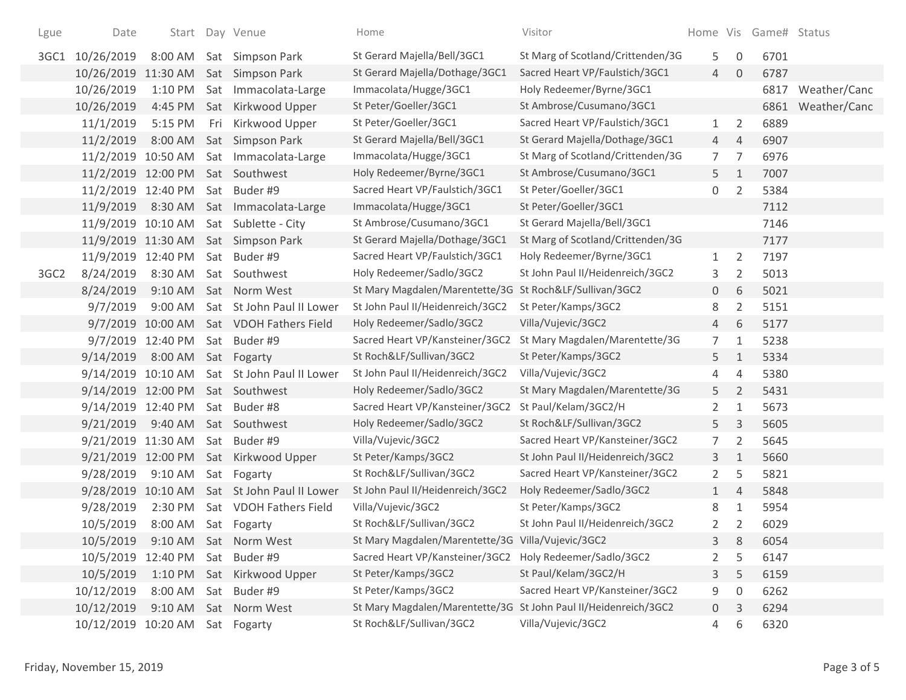| Lgue | Date | Start | Day | Venue | Home | Visitor | Home | Vis | Game# | Status |
|---|---|---|---|---|---|---|---|---|---|---|
| 3GC1 | 10/26/2019 | 8:00 AM | Sat | Simpson Park | St Gerard Majella/Bell/3GC1 | St Marg of Scotland/Crittenden/3G | 5 | 0 | 6701 | |
| | 10/26/2019 | 11:30 AM | Sat | Simpson Park | St Gerard Majella/Dothage/3GC1 | Sacred Heart VP/Faulstich/3GC1 | 4 | 0 | 6787 | |
| | 10/26/2019 | 1:10 PM | Sat | Immacolata-Large | Immacolata/Hugge/3GC1 | Holy Redeemer/Byrne/3GC1 | | | 6817 | Weather/Canc |
| | 10/26/2019 | 4:45 PM | Sat | Kirkwood Upper | St Peter/Goeller/3GC1 | St Ambrose/Cusumano/3GC1 | | | 6861 | Weather/Canc |
| | 11/1/2019 | 5:15 PM | Fri | Kirkwood Upper | St Peter/Goeller/3GC1 | Sacred Heart VP/Faulstich/3GC1 | 1 | 2 | 6889 | |
| | 11/2/2019 | 8:00 AM | Sat | Simpson Park | St Gerard Majella/Bell/3GC1 | St Gerard Majella/Dothage/3GC1 | 4 | 4 | 6907 | |
| | 11/2/2019 | 10:50 AM | Sat | Immacolata-Large | Immacolata/Hugge/3GC1 | St Marg of Scotland/Crittenden/3G | 7 | 7 | 6976 | |
| | 11/2/2019 | 12:00 PM | Sat | Southwest | Holy Redeemer/Byrne/3GC1 | St Ambrose/Cusumano/3GC1 | 5 | 1 | 7007 | |
| | 11/2/2019 | 12:40 PM | Sat | Buder #9 | Sacred Heart VP/Faulstich/3GC1 | St Peter/Goeller/3GC1 | 0 | 2 | 5384 | |
| | 11/9/2019 | 8:30 AM | Sat | Immacolata-Large | Immacolata/Hugge/3GC1 | St Peter/Goeller/3GC1 | | | 7112 | |
| | 11/9/2019 | 10:10 AM | Sat | Sublette - City | St Ambrose/Cusumano/3GC1 | St Gerard Majella/Bell/3GC1 | | | 7146 | |
| | 11/9/2019 | 11:30 AM | Sat | Simpson Park | St Gerard Majella/Dothage/3GC1 | St Marg of Scotland/Crittenden/3G | | | 7177 | |
| | 11/9/2019 | 12:40 PM | Sat | Buder #9 | Sacred Heart VP/Faulstich/3GC1 | Holy Redeemer/Byrne/3GC1 | 1 | 2 | 7197 | |
| 3GC2 | 8/24/2019 | 8:30 AM | Sat | Southwest | Holy Redeemer/Sadlo/3GC2 | St John Paul II/Heidenreich/3GC2 | 3 | 2 | 5013 | |
| | 8/24/2019 | 9:10 AM | Sat | Norm West | St Mary Magdalen/Marentette/3G | St Roch&LF/Sullivan/3GC2 | 0 | 6 | 5021 | |
| | 9/7/2019 | 9:00 AM | Sat | St John Paul II Lower | St John Paul II/Heidenreich/3GC2 | St Peter/Kamps/3GC2 | 8 | 2 | 5151 | |
| | 9/7/2019 | 10:00 AM | Sat | VDOH Fathers Field | Holy Redeemer/Sadlo/3GC2 | Villa/Vujevic/3GC2 | 4 | 6 | 5177 | |
| | 9/7/2019 | 12:40 PM | Sat | Buder #9 | Sacred Heart VP/Kansteiner/3GC2 | St Mary Magdalen/Marentette/3G | 7 | 1 | 5238 | |
| | 9/14/2019 | 8:00 AM | Sat | Fogarty | St Roch&LF/Sullivan/3GC2 | St Peter/Kamps/3GC2 | 5 | 1 | 5334 | |
| | 9/14/2019 | 10:10 AM | Sat | St John Paul II Lower | St John Paul II/Heidenreich/3GC2 | Villa/Vujevic/3GC2 | 4 | 4 | 5380 | |
| | 9/14/2019 | 12:00 PM | Sat | Southwest | Holy Redeemer/Sadlo/3GC2 | St Mary Magdalen/Marentette/3G | 5 | 2 | 5431 | |
| | 9/14/2019 | 12:40 PM | Sat | Buder #8 | Sacred Heart VP/Kansteiner/3GC2 | St Paul/Kelam/3GC2/H | 2 | 1 | 5673 | |
| | 9/21/2019 | 9:40 AM | Sat | Southwest | Holy Redeemer/Sadlo/3GC2 | St Roch&LF/Sullivan/3GC2 | 5 | 3 | 5605 | |
| | 9/21/2019 | 11:30 AM | Sat | Buder #9 | Villa/Vujevic/3GC2 | Sacred Heart VP/Kansteiner/3GC2 | 7 | 2 | 5645 | |
| | 9/21/2019 | 12:00 PM | Sat | Kirkwood Upper | St Peter/Kamps/3GC2 | St John Paul II/Heidenreich/3GC2 | 3 | 1 | 5660 | |
| | 9/28/2019 | 9:10 AM | Sat | Fogarty | St Roch&LF/Sullivan/3GC2 | Sacred Heart VP/Kansteiner/3GC2 | 2 | 5 | 5821 | |
| | 9/28/2019 | 10:10 AM | Sat | St John Paul II Lower | St John Paul II/Heidenreich/3GC2 | Holy Redeemer/Sadlo/3GC2 | 1 | 4 | 5848 | |
| | 9/28/2019 | 2:30 PM | Sat | VDOH Fathers Field | Villa/Vujevic/3GC2 | St Peter/Kamps/3GC2 | 8 | 1 | 5954 | |
| | 10/5/2019 | 8:00 AM | Sat | Fogarty | St Roch&LF/Sullivan/3GC2 | St John Paul II/Heidenreich/3GC2 | 2 | 2 | 6029 | |
| | 10/5/2019 | 9:10 AM | Sat | Norm West | St Mary Magdalen/Marentette/3G | Villa/Vujevic/3GC2 | 3 | 8 | 6054 | |
| | 10/5/2019 | 12:40 PM | Sat | Buder #9 | Sacred Heart VP/Kansteiner/3GC2 | Holy Redeemer/Sadlo/3GC2 | 2 | 5 | 6147 | |
| | 10/5/2019 | 1:10 PM | Sat | Kirkwood Upper | St Peter/Kamps/3GC2 | St Paul/Kelam/3GC2/H | 3 | 5 | 6159 | |
| | 10/12/2019 | 8:00 AM | Sat | Buder #9 | St Peter/Kamps/3GC2 | Sacred Heart VP/Kansteiner/3GC2 | 9 | 0 | 6262 | |
| | 10/12/2019 | 9:10 AM | Sat | Norm West | St Mary Magdalen/Marentette/3G | St John Paul II/Heidenreich/3GC2 | 0 | 3 | 6294 | |
| | 10/12/2019 | 10:20 AM | Sat | Fogarty | St Roch&LF/Sullivan/3GC2 | Villa/Vujevic/3GC2 | 4 | 6 | 6320 | |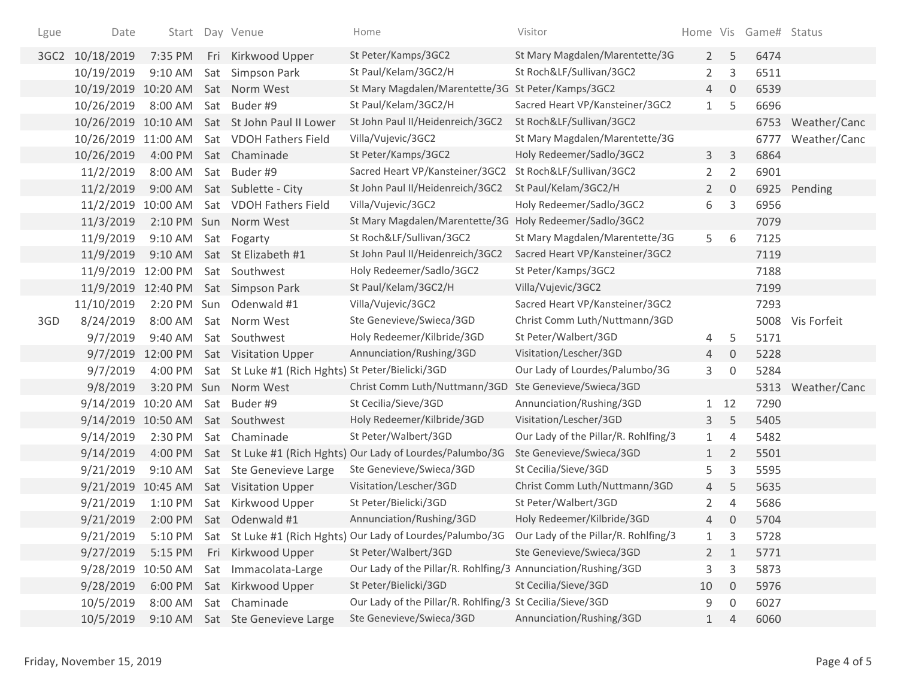| Lgue | Date | Start | Day | Venue | Home | Visitor | Home | Vis | Game# | Status |
|---|---|---|---|---|---|---|---|---|---|---|
| 3GC2 | 10/18/2019 | 7:35 PM | Fri | Kirkwood Upper | St Peter/Kamps/3GC2 | St Mary Magdalen/Marentette/3G | 2 | 5 | 6474 | |
| | 10/19/2019 | 9:10 AM | Sat | Simpson Park | St Paul/Kelam/3GC2/H | St Roch&LF/Sullivan/3GC2 | 2 | 3 | 6511 | |
| | 10/19/2019 | 10:20 AM | Sat | Norm West | St Mary Magdalen/Marentette/3G | St Peter/Kamps/3GC2 | 4 | 0 | 6539 | |
| | 10/26/2019 | 8:00 AM | Sat | Buder #9 | St Paul/Kelam/3GC2/H | Sacred Heart VP/Kansteiner/3GC2 | 1 | 5 | 6696 | |
| | 10/26/2019 | 10:10 AM | Sat | St John Paul II Lower | St John Paul II/Heidenreich/3GC2 | St Roch&LF/Sullivan/3GC2 | | | 6753 | Weather/Canc |
| | 10/26/2019 | 11:00 AM | Sat | VDOH Fathers Field | Villa/Vujevic/3GC2 | St Mary Magdalen/Marentette/3G | | | 6777 | Weather/Canc |
| | 10/26/2019 | 4:00 PM | Sat | Chaminade | St Peter/Kamps/3GC2 | Holy Redeemer/Sadlo/3GC2 | 3 | 3 | 6864 | |
| | 11/2/2019 | 8:00 AM | Sat | Buder #9 | Sacred Heart VP/Kansteiner/3GC2 | St Roch&LF/Sullivan/3GC2 | 2 | 2 | 6901 | |
| | 11/2/2019 | 9:00 AM | Sat | Sublette - City | St John Paul II/Heidenreich/3GC2 | St Paul/Kelam/3GC2/H | 2 | 0 | 6925 | Pending |
| | 11/2/2019 | 10:00 AM | Sat | VDOH Fathers Field | Villa/Vujevic/3GC2 | Holy Redeemer/Sadlo/3GC2 | 6 | 3 | 6956 | |
| | 11/3/2019 | 2:10 PM | Sun | Norm West | St Mary Magdalen/Marentette/3G | Holy Redeemer/Sadlo/3GC2 | | | 7079 | |
| | 11/9/2019 | 9:10 AM | Sat | Fogarty | St Roch&LF/Sullivan/3GC2 | St Mary Magdalen/Marentette/3G | 5 | 6 | 7125 | |
| | 11/9/2019 | 9:10 AM | Sat | St Elizabeth #1 | St John Paul II/Heidenreich/3GC2 | Sacred Heart VP/Kansteiner/3GC2 | | | 7119 | |
| | 11/9/2019 | 12:00 PM | Sat | Southwest | Holy Redeemer/Sadlo/3GC2 | St Peter/Kamps/3GC2 | | | 7188 | |
| | 11/9/2019 | 12:40 PM | Sat | Simpson Park | St Paul/Kelam/3GC2/H | Villa/Vujevic/3GC2 | | | 7199 | |
| | 11/10/2019 | 2:20 PM | Sun | Odenwald #1 | Villa/Vujevic/3GC2 | Sacred Heart VP/Kansteiner/3GC2 | | | 7293 | |
| 3GD | 8/24/2019 | 8:00 AM | Sat | Norm West | Ste Genevieve/Swieca/3GD | Christ Comm Luth/Nuttmann/3GD | | | 5008 | Vis Forfeit |
| | 9/7/2019 | 9:40 AM | Sat | Southwest | Holy Redeemer/Kilbride/3GD | St Peter/Walbert/3GD | 4 | 5 | 5171 | |
| | 9/7/2019 | 12:00 PM | Sat | Visitation Upper | Annunciation/Rushing/3GD | Visitation/Lescher/3GD | 4 | 0 | 5228 | |
| | 9/7/2019 | 4:00 PM | Sat | St Luke #1 (Rich Hghts) | St Peter/Bielicki/3GD | Our Lady of Lourdes/Palumbo/3G | 3 | 0 | 5284 | |
| | 9/8/2019 | 3:20 PM | Sun | Norm West | Christ Comm Luth/Nuttmann/3GD | Ste Genevieve/Swieca/3GD | | | 5313 | Weather/Canc |
| | 9/14/2019 | 10:20 AM | Sat | Buder #9 | St Cecilia/Sieve/3GD | Annunciation/Rushing/3GD | 1 | 12 | 7290 | |
| | 9/14/2019 | 10:50 AM | Sat | Southwest | Holy Redeemer/Kilbride/3GD | Visitation/Lescher/3GD | 3 | 5 | 5405 | |
| | 9/14/2019 | 2:30 PM | Sat | Chaminade | St Peter/Walbert/3GD | Our Lady of the Pillar/R. Rohlfing/3 | 1 | 4 | 5482 | |
| | 9/14/2019 | 4:00 PM | Sat | St Luke #1 (Rich Hghts) | Our Lady of Lourdes/Palumbo/3G | Ste Genevieve/Swieca/3GD | 1 | 2 | 5501 | |
| | 9/21/2019 | 9:10 AM | Sat | Ste Genevieve Large | Ste Genevieve/Swieca/3GD | St Cecilia/Sieve/3GD | 5 | 3 | 5595 | |
| | 9/21/2019 | 10:45 AM | Sat | Visitation Upper | Visitation/Lescher/3GD | Christ Comm Luth/Nuttmann/3GD | 4 | 5 | 5635 | |
| | 9/21/2019 | 1:10 PM | Sat | Kirkwood Upper | St Peter/Bielicki/3GD | St Peter/Walbert/3GD | 2 | 4 | 5686 | |
| | 9/21/2019 | 2:00 PM | Sat | Odenwald #1 | Annunciation/Rushing/3GD | Holy Redeemer/Kilbride/3GD | 4 | 0 | 5704 | |
| | 9/21/2019 | 5:10 PM | Sat | St Luke #1 (Rich Hghts) | Our Lady of Lourdes/Palumbo/3G | Our Lady of the Pillar/R. Rohlfing/3 | 1 | 3 | 5728 | |
| | 9/27/2019 | 5:15 PM | Fri | Kirkwood Upper | St Peter/Walbert/3GD | Ste Genevieve/Swieca/3GD | 2 | 1 | 5771 | |
| | 9/28/2019 | 10:50 AM | Sat | Immacolata-Large | Our Lady of the Pillar/R. Rohlfing/3 | Annunciation/Rushing/3GD | 3 | 3 | 5873 | |
| | 9/28/2019 | 6:00 PM | Sat | Kirkwood Upper | St Peter/Bielicki/3GD | St Cecilia/Sieve/3GD | 10 | 0 | 5976 | |
| | 10/5/2019 | 8:00 AM | Sat | Chaminade | Our Lady of the Pillar/R. Rohlfing/3 | St Cecilia/Sieve/3GD | 9 | 0 | 6027 | |
| | 10/5/2019 | 9:10 AM | Sat | Ste Genevieve Large | Ste Genevieve/Swieca/3GD | Annunciation/Rushing/3GD | 1 | 4 | 6060 | |

Friday, November 15, 2019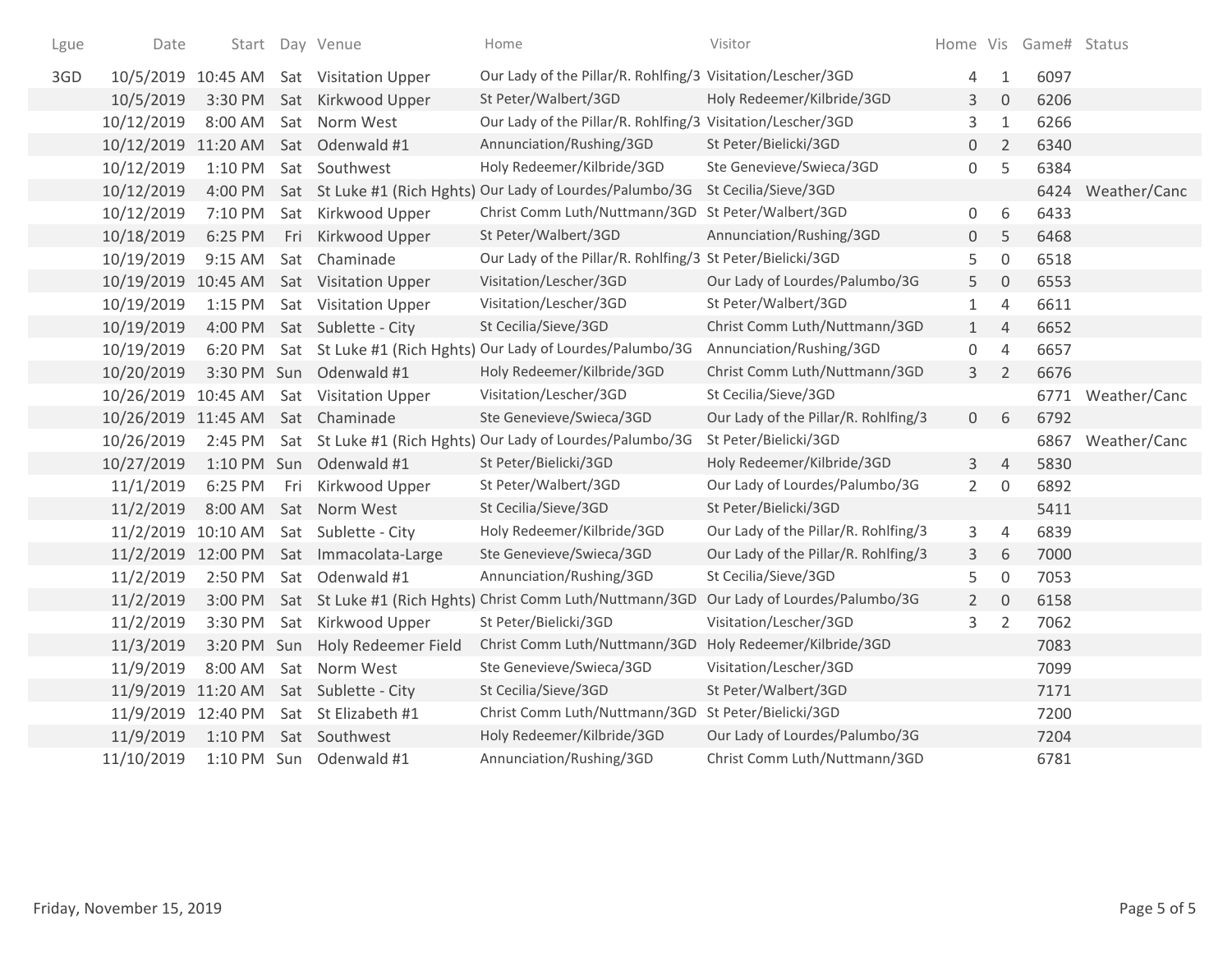| Lgue | Date | Start | Day | Venue | Home | Visitor | Home | Vis | Game# | Status |
|---|---|---|---|---|---|---|---|---|---|---|
| 3GD | 10/5/2019 | 10:45 AM | Sat | Visitation Upper | Our Lady of the Pillar/R. Rohlfing/3 | Visitation/Lescher/3GD | 4 | 1 | 6097 | |
| | 10/5/2019 | 3:30 PM | Sat | Kirkwood Upper | St Peter/Walbert/3GD | Holy Redeemer/Kilbride/3GD | 3 | 0 | 6206 | |
| | 10/12/2019 | 8:00 AM | Sat | Norm West | Our Lady of the Pillar/R. Rohlfing/3 | Visitation/Lescher/3GD | 3 | 1 | 6266 | |
| | 10/12/2019 | 11:20 AM | Sat | Odenwald #1 | Annunciation/Rushing/3GD | St Peter/Bielicki/3GD | 0 | 2 | 6340 | |
| | 10/12/2019 | 1:10 PM | Sat | Southwest | Holy Redeemer/Kilbride/3GD | Ste Genevieve/Swieca/3GD | 0 | 5 | 6384 | |
| | 10/12/2019 | 4:00 PM | Sat | St Luke #1 (Rich Hghts) | Our Lady of Lourdes/Palumbo/3G | St Cecilia/Sieve/3GD | | | 6424 | Weather/Canc |
| | 10/12/2019 | 7:10 PM | Sat | Kirkwood Upper | Christ Comm Luth/Nuttmann/3GD | St Peter/Walbert/3GD | 0 | 6 | 6433 | |
| | 10/18/2019 | 6:25 PM | Fri | Kirkwood Upper | St Peter/Walbert/3GD | Annunciation/Rushing/3GD | 0 | 5 | 6468 | |
| | 10/19/2019 | 9:15 AM | Sat | Chaminade | Our Lady of the Pillar/R. Rohlfing/3 | St Peter/Bielicki/3GD | 5 | 0 | 6518 | |
| | 10/19/2019 | 10:45 AM | Sat | Visitation Upper | Visitation/Lescher/3GD | Our Lady of Lourdes/Palumbo/3G | 5 | 0 | 6553 | |
| | 10/19/2019 | 1:15 PM | Sat | Visitation Upper | Visitation/Lescher/3GD | St Peter/Walbert/3GD | 1 | 4 | 6611 | |
| | 10/19/2019 | 4:00 PM | Sat | Sublette - City | St Cecilia/Sieve/3GD | Christ Comm Luth/Nuttmann/3GD | 1 | 4 | 6652 | |
| | 10/19/2019 | 6:20 PM | Sat | St Luke #1 (Rich Hghts) | Our Lady of Lourdes/Palumbo/3G | Annunciation/Rushing/3GD | 0 | 4 | 6657 | |
| | 10/20/2019 | 3:30 PM | Sun | Odenwald #1 | Holy Redeemer/Kilbride/3GD | Christ Comm Luth/Nuttmann/3GD | 3 | 2 | 6676 | |
| | 10/26/2019 | 10:45 AM | Sat | Visitation Upper | Visitation/Lescher/3GD | St Cecilia/Sieve/3GD | | | 6771 | Weather/Canc |
| | 10/26/2019 | 11:45 AM | Sat | Chaminade | Ste Genevieve/Swieca/3GD | Our Lady of the Pillar/R. Rohlfing/3 | 0 | 6 | 6792 | |
| | 10/26/2019 | 2:45 PM | Sat | St Luke #1 (Rich Hghts) | Our Lady of Lourdes/Palumbo/3G | St Peter/Bielicki/3GD | | | 6867 | Weather/Canc |
| | 10/27/2019 | 1:10 PM | Sun | Odenwald #1 | St Peter/Bielicki/3GD | Holy Redeemer/Kilbride/3GD | 3 | 4 | 5830 | |
| | 11/1/2019 | 6:25 PM | Fri | Kirkwood Upper | St Peter/Walbert/3GD | Our Lady of Lourdes/Palumbo/3G | 2 | 0 | 6892 | |
| | 11/2/2019 | 8:00 AM | Sat | Norm West | St Cecilia/Sieve/3GD | St Peter/Bielicki/3GD | | | 5411 | |
| | 11/2/2019 | 10:10 AM | Sat | Sublette - City | Holy Redeemer/Kilbride/3GD | Our Lady of the Pillar/R. Rohlfing/3 | 3 | 4 | 6839 | |
| | 11/2/2019 | 12:00 PM | Sat | Immacolata-Large | Ste Genevieve/Swieca/3GD | Our Lady of the Pillar/R. Rohlfing/3 | 3 | 6 | 7000 | |
| | 11/2/2019 | 2:50 PM | Sat | Odenwald #1 | Annunciation/Rushing/3GD | St Cecilia/Sieve/3GD | 5 | 0 | 7053 | |
| | 11/2/2019 | 3:00 PM | Sat | St Luke #1 (Rich Hghts) | Christ Comm Luth/Nuttmann/3GD | Our Lady of Lourdes/Palumbo/3G | 2 | 0 | 6158 | |
| | 11/2/2019 | 3:30 PM | Sat | Kirkwood Upper | St Peter/Bielicki/3GD | Visitation/Lescher/3GD | 3 | 2 | 7062 | |
| | 11/3/2019 | 3:20 PM | Sun | Holy Redeemer Field | Christ Comm Luth/Nuttmann/3GD | Holy Redeemer/Kilbride/3GD | | | 7083 | |
| | 11/9/2019 | 8:00 AM | Sat | Norm West | Ste Genevieve/Swieca/3GD | Visitation/Lescher/3GD | | | 7099 | |
| | 11/9/2019 | 11:20 AM | Sat | Sublette - City | St Cecilia/Sieve/3GD | St Peter/Walbert/3GD | | | 7171 | |
| | 11/9/2019 | 12:40 PM | Sat | St Elizabeth #1 | Christ Comm Luth/Nuttmann/3GD | St Peter/Bielicki/3GD | | | 7200 | |
| | 11/9/2019 | 1:10 PM | Sat | Southwest | Holy Redeemer/Kilbride/3GD | Our Lady of Lourdes/Palumbo/3G | | | 7204 | |
| | 11/10/2019 | 1:10 PM | Sun | Odenwald #1 | Annunciation/Rushing/3GD | Christ Comm Luth/Nuttmann/3GD | | | 6781 | |